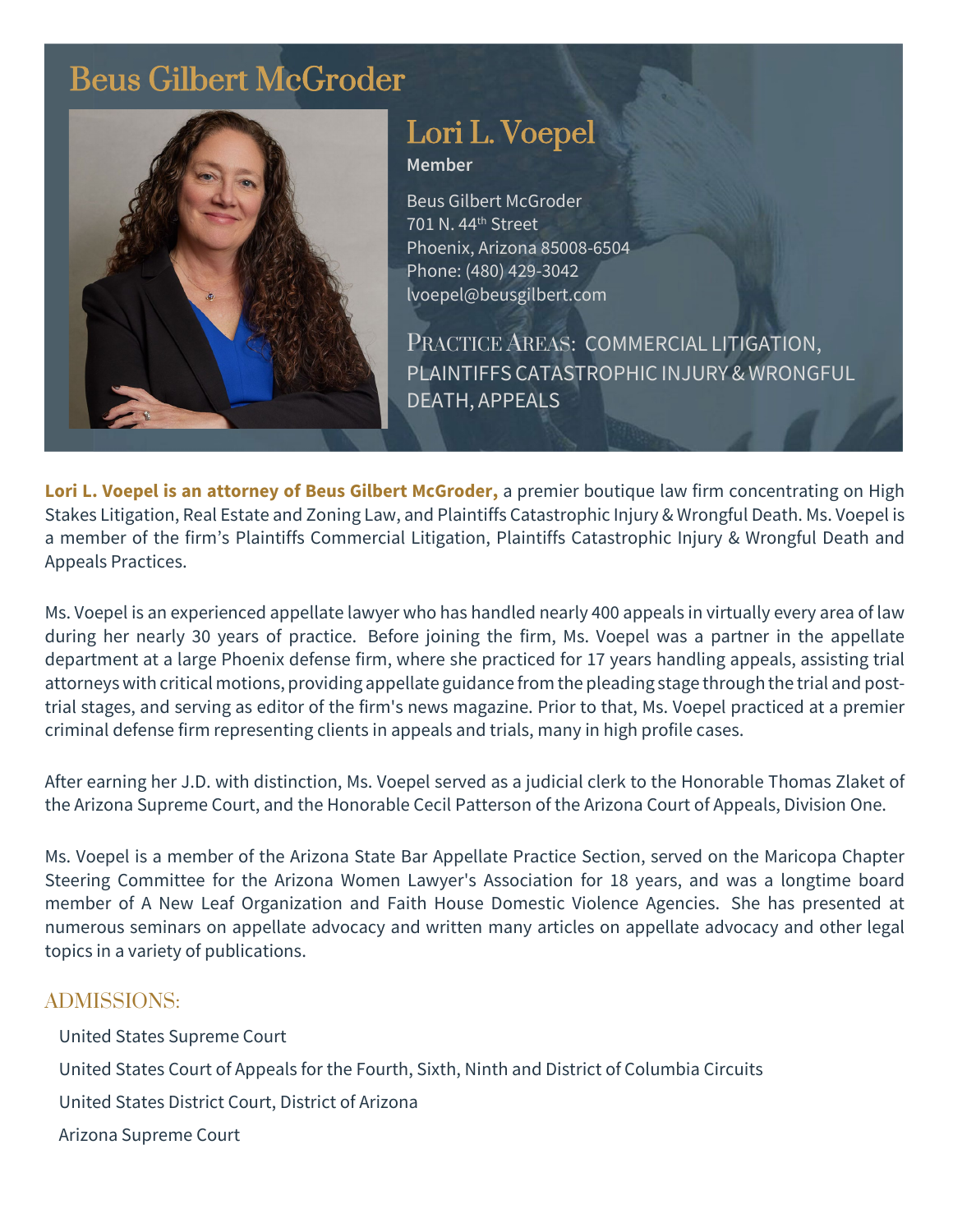# Beus Gilbert McGroder

## Lori L. Voepel

**Member**

Beus Gilbert McGroder
701 N. 44th Street
Phoenix, Arizona 85008-6504
Phone: (480) 429-3042
lvoepel@beusgilbert.com

PRACTICE AREAS: COMMERCIAL LITIGATION, PLAINTIFFS CATASTROPHIC INJURY & WRONGFUL DEATH, APPEALS

**Lori L. Voepel is an attorney of Beus Gilbert McGroder,** a premier boutique law firm concentrating on High Stakes Litigation, Real Estate and Zoning Law, and Plaintiffs Catastrophic Injury & Wrongful Death. Ms. Voepel is a member of the firm's Plaintiffs Commercial Litigation, Plaintiffs Catastrophic Injury & Wrongful Death and Appeals Practices.

Ms. Voepel is an experienced appellate lawyer who has handled nearly 400 appeals in virtually every area of law during her nearly 30 years of practice. Before joining the firm, Ms. Voepel was a partner in the appellate department at a large Phoenix defense firm, where she practiced for 17 years handling appeals, assisting trial attorneys with critical motions, providing appellate guidance from the pleading stage through the trial and post-trial stages, and serving as editor of the firm's news magazine. Prior to that, Ms. Voepel practiced at a premier criminal defense firm representing clients in appeals and trials, many in high profile cases.

After earning her J.D. with distinction, Ms. Voepel served as a judicial clerk to the Honorable Thomas Zlaket of the Arizona Supreme Court, and the Honorable Cecil Patterson of the Arizona Court of Appeals, Division One.

Ms. Voepel is a member of the Arizona State Bar Appellate Practice Section, served on the Maricopa Chapter Steering Committee for the Arizona Women Lawyer's Association for 18 years, and was a longtime board member of A New Leaf Organization and Faith House Domestic Violence Agencies. She has presented at numerous seminars on appellate advocacy and written many articles on appellate advocacy and other legal topics in a variety of publications.

## ADMISSIONS:

- United States Supreme Court
- United States Court of Appeals for the Fourth, Sixth, Ninth and District of Columbia Circuits
- United States District Court, District of Arizona
- Arizona Supreme Court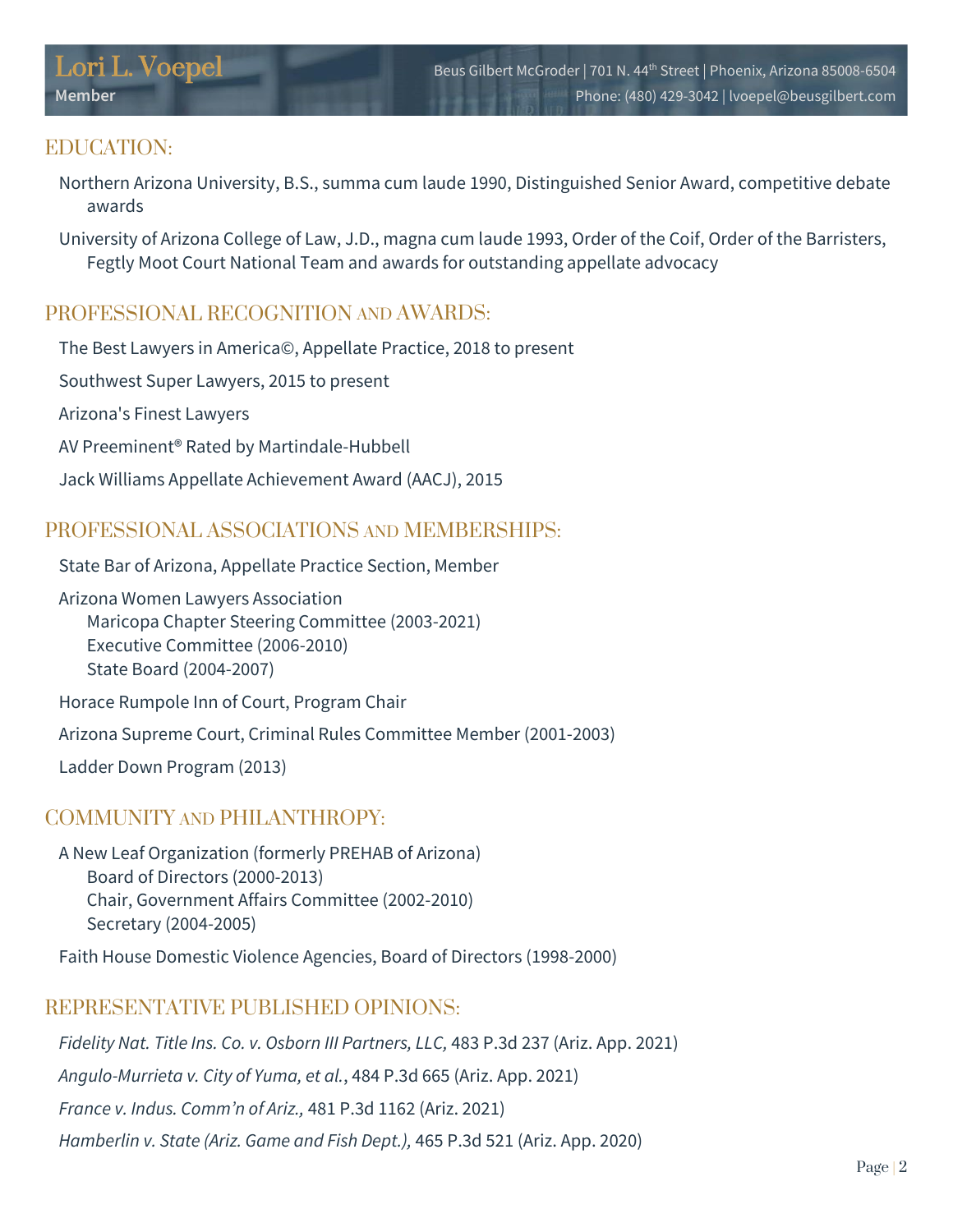# Lori L. Voepel

**Member**

Beus Gilbert McGroder | 701 N. 44th Street | Phoenix, Arizona 85008-6504
Phone: (480) 429-3042 | lvoepel@beusgilbert.com

## EDUCATION:

Northern Arizona University, B.S., summa cum laude 1990, Distinguished Senior Award, competitive debate awards

University of Arizona College of Law, J.D., magna cum laude 1993, Order of the Coif, Order of the Barristers, Fegtly Moot Court National Team and awards for outstanding appellate advocacy

## PROFESSIONAL RECOGNITION AND AWARDS:

The Best Lawyers in America©, Appellate Practice, 2018 to present

Southwest Super Lawyers, 2015 to present

Arizona's Finest Lawyers

AV Preeminent® Rated by Martindale-Hubbell

Jack Williams Appellate Achievement Award (AACJ), 2015

## PROFESSIONAL ASSOCIATIONS AND MEMBERSHIPS:

State Bar of Arizona, Appellate Practice Section, Member

Arizona Women Lawyers Association
- Maricopa Chapter Steering Committee (2003-2021)
- Executive Committee (2006-2010)
- State Board (2004-2007)

Horace Rumpole Inn of Court, Program Chair

Arizona Supreme Court, Criminal Rules Committee Member (2001-2003)

Ladder Down Program (2013)

## COMMUNITY AND PHILANTHROPY:

A New Leaf Organization (formerly PREHAB of Arizona)
- Board of Directors (2000-2013)
- Chair, Government Affairs Committee (2002-2010)
- Secretary (2004-2005)

Faith House Domestic Violence Agencies, Board of Directors (1998-2000)

## REPRESENTATIVE PUBLISHED OPINIONS:

*Fidelity Nat. Title Ins. Co. v. Osborn III Partners, LLC,* 483 P.3d 237 (Ariz. App. 2021)

*Angulo-Murrieta v. City of Yuma, et al.*, 484 P.3d 665 (Ariz. App. 2021)

*France v. Indus. Comm'n of Ariz.,* 481 P.3d 1162 (Ariz. 2021)

*Hamberlin v. State (Ariz. Game and Fish Dept.),* 465 P.3d 521 (Ariz. App. 2020)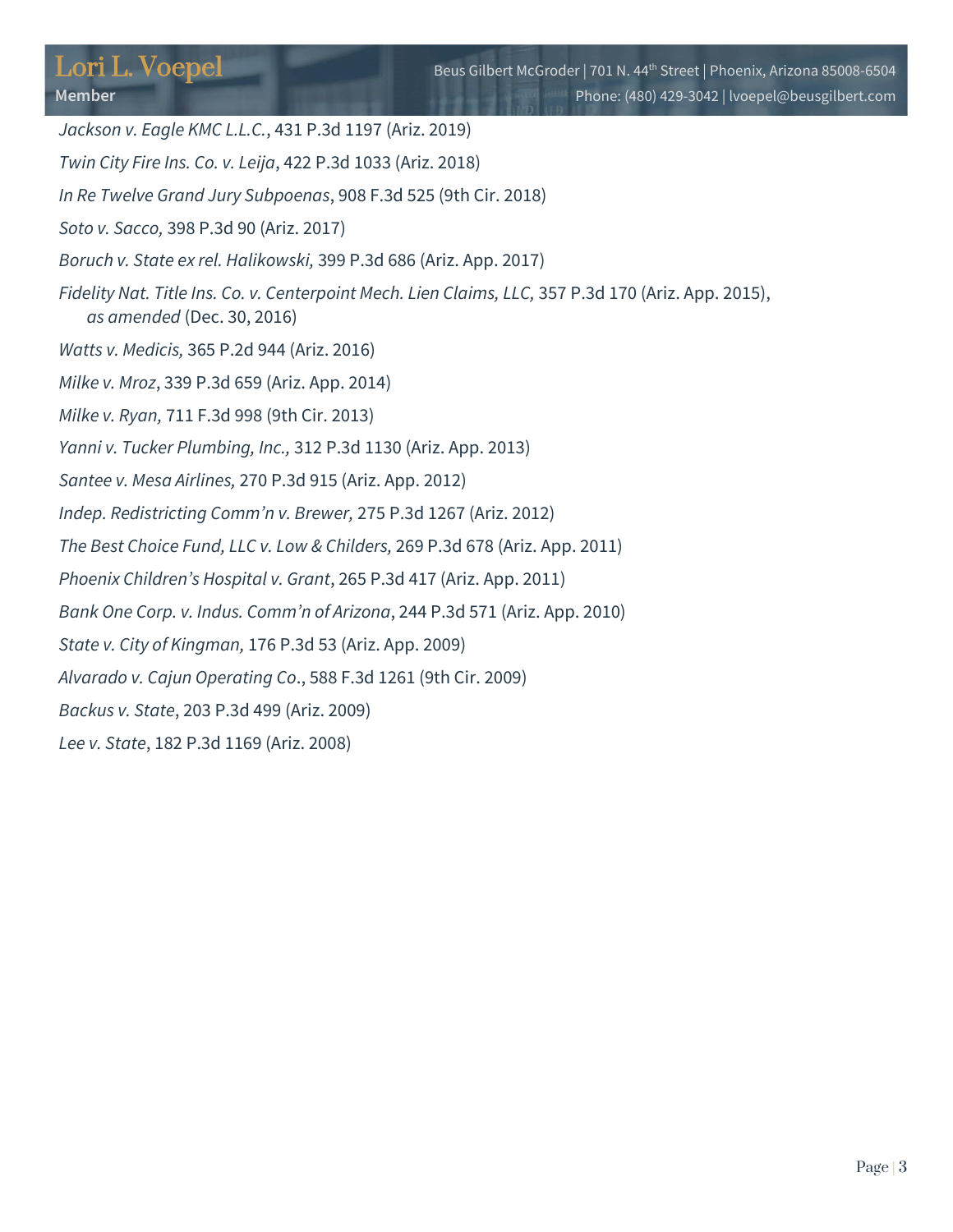*Jackson v. Eagle KMC L.L.C.*, 431 P.3d 1197 (Ariz. 2019)

*Twin City Fire Ins. Co. v. Leija*, 422 P.3d 1033 (Ariz. 2018)

*In Re Twelve Grand Jury Subpoenas*, 908 F.3d 525 (9th Cir. 2018)

*Soto v. Sacco,* 398 P.3d 90 (Ariz. 2017)

*Boruch v. State ex rel. Halikowski,* 399 P.3d 686 (Ariz. App. 2017)

*Fidelity Nat. Title Ins. Co. v. Centerpoint Mech. Lien Claims, LLC,* 357 P.3d 170 (Ariz. App. 2015), *as amended* (Dec. 30, 2016)

*Watts v. Medicis,* 365 P.2d 944 (Ariz. 2016)

*Milke v. Mroz*, 339 P.3d 659 (Ariz. App. 2014)

*Milke v. Ryan,* 711 F.3d 998 (9th Cir. 2013)

*Yanni v. Tucker Plumbing, Inc.,* 312 P.3d 1130 (Ariz. App. 2013)

*Santee v. Mesa Airlines,* 270 P.3d 915 (Ariz. App. 2012)

*Indep. Redistricting Comm'n v. Brewer,* 275 P.3d 1267 (Ariz. 2012)

*The Best Choice Fund, LLC v. Low & Childers,* 269 P.3d 678 (Ariz. App. 2011)

*Phoenix Children's Hospital v. Grant*, 265 P.3d 417 (Ariz. App. 2011)

*Bank One Corp. v. Indus. Comm'n of Arizona*, 244 P.3d 571 (Ariz. App. 2010)

*State v. City of Kingman,* 176 P.3d 53 (Ariz. App. 2009)

*Alvarado v. Cajun Operating Co*., 588 F.3d 1261 (9th Cir. 2009)

*Backus v. State*, 203 P.3d 499 (Ariz. 2009)

*Lee v. State*, 182 P.3d 1169 (Ariz. 2008)